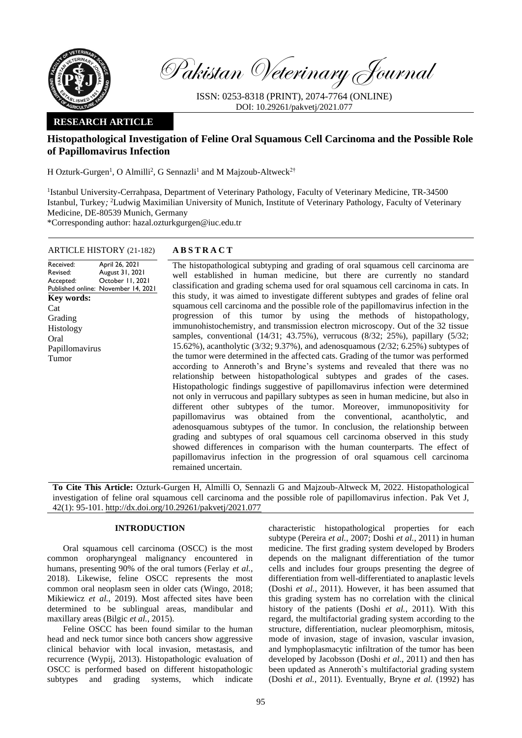Pakistan Veterinary Journal

ISSN: 0253-8318 (PRINT), 2074-7764 (ONLINE)
DOI: 10.29261/pakvetj/2021.077

**RESEARCH ARTICLE**

# Histopathological Investigation of Feline Oral Squamous Cell Carcinoma and the Possible Role of Papillomavirus Infection

H Ozturk-Gurgen[1], O Almilli[2], G Sennazli[1] and M Majzoub-Altweck[2†]

[1]Istanbul University-Cerrahpasa, Department of Veterinary Pathology, Faculty of Veterinary Medicine, TR-34500 Istanbul, Turkey; [2]Ludwig Maximilian University of Munich, Institute of Veterinary Pathology, Faculty of Veterinary Medicine, DE-80539 Munich, Germany
*Corresponding author: hazal.ozturkgurgen@iuc.edu.tr

**ARTICLE HISTORY** (21-182)

| | |
|---|---|
| Received: | April 26, 2021 |
| Revised: | August 31, 2021 |
| Accepted: | October 11, 2021 |
| Published online: | November 14, 2021 |

**Key words:**
Cat
Grading
Histology
Oral
Papillomavirus
Tumor

## ABSTRACT

The histopathological subtyping and grading of oral squamous cell carcinoma are well established in human medicine, but there are currently no standard classification and grading schema used for oral squamous cell carcinoma in cats. In this study, it was aimed to investigate different subtypes and grades of feline oral squamous cell carcinoma and the possible role of the papillomavirus infection in the progression of this tumor by using the methods of histopathology, immunohistochemistry, and transmission electron microscopy. Out of the 32 tissue samples, conventional (14/31; 43.75%), verrucous (8/32; 25%), papillary (5/32; 15.62%), acantholytic (3/32; 9.37%), and adenosquamous (2/32; 6.25%) subtypes of the tumor were determined in the affected cats. Grading of the tumor was performed according to Anneroth's and Bryne's systems and revealed that there was no relationship between histopathological subtypes and grades of the cases. Histopathologic findings suggestive of papillomavirus infection were determined not only in verrucous and papillary subtypes as seen in human medicine, but also in different other subtypes of the tumor. Moreover, immunopositivity for papillomavirus was obtained from the conventional, acantholytic, and adenosquamous subtypes of the tumor. In conclusion, the relationship between grading and subtypes of oral squamous cell carcinoma observed in this study showed differences in comparison with the human counterparts. The effect of papillomavirus infection in the progression of oral squamous cell carcinoma remained uncertain.

**To Cite This Article:** Ozturk-Gurgen H, Almilli O, Sennazli G and Majzoub-Altweck M, 2022. Histopathological investigation of feline oral squamous cell carcinoma and the possible role of papillomavirus infection. Pak Vet J, 42(1): 95-101. http://dx.doi.org/10.29261/pakvetj/2021.077

## INTRODUCTION

Oral squamous cell carcinoma (OSCC) is the most common oropharyngeal malignancy encountered in humans, presenting 90% of the oral tumors (Ferlay *et al.*, 2018). Likewise, feline OSCC represents the most common oral neoplasm seen in older cats (Wingo, 2018; Mikiewicz *et al.*, 2019). Most affected sites have been determined to be sublingual areas, mandibular and maxillary areas (Bilgic *et al.*, 2015).

Feline OSCC has been found similar to the human head and neck tumor since both cancers show aggressive clinical behavior with local invasion, metastasis, and recurrence (Wypij, 2013). Histopathologic evaluation of OSCC is performed based on different histopathologic subtypes and grading systems, which indicate characteristic histopathological properties for each subtype (Pereira *et al.*, 2007; Doshi *et al.*, 2011) in human medicine. The first grading system developed by Broders depends on the malignant differentiation of the tumor cells and includes four groups presenting the degree of differentiation from well-differentiated to anaplastic levels (Doshi *et al.*, 2011). However, it has been assumed that this grading system has no correlation with the clinical history of the patients (Doshi *et al.*, 2011). With this regard, the multifactorial grading system according to the structure, differentiation, nuclear pleomorphism, mitosis, mode of invasion, stage of invasion, vascular invasion, and lymphoplasmacytic infiltration of the tumor has been developed by Jacobsson (Doshi *et al.*, 2011) and then has been updated as Anneroth`s multifactorial grading system (Doshi *et al.*, 2011). Eventually, Bryne *et al.* (1992) has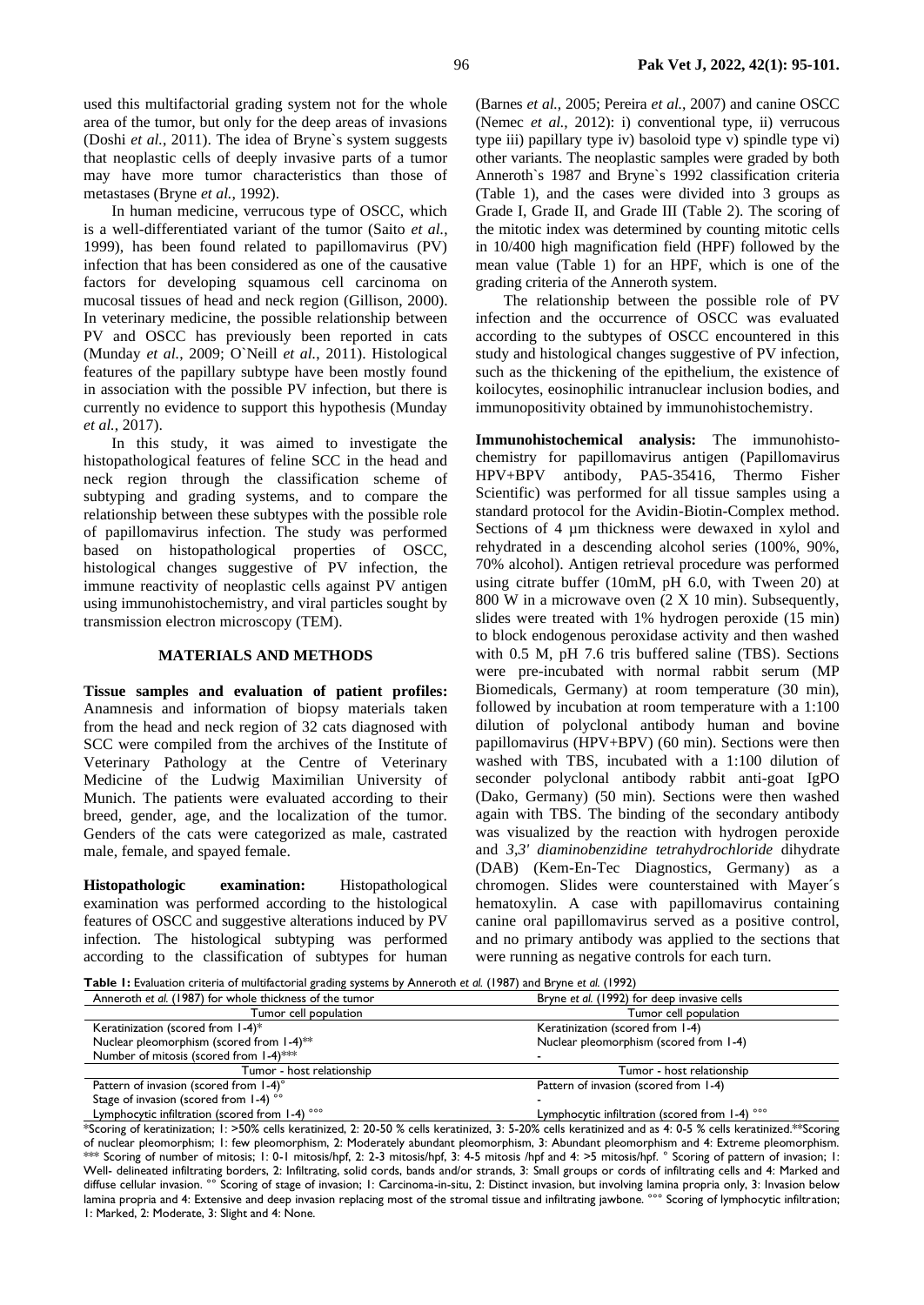used this multifactorial grading system not for the whole area of the tumor, but only for the deep areas of invasions (Doshi *et al.*, 2011). The idea of Bryne`s system suggests that neoplastic cells of deeply invasive parts of a tumor may have more tumor characteristics than those of metastases (Bryne *et al.*, 1992).

In human medicine, verrucous type of OSCC, which is a well-differentiated variant of the tumor (Saito *et al.*, 1999), has been found related to papillomavirus (PV) infection that has been considered as one of the causative factors for developing squamous cell carcinoma on mucosal tissues of head and neck region (Gillison, 2000). In veterinary medicine, the possible relationship between PV and OSCC has previously been reported in cats (Munday *et al.*, 2009; O`Neill *et al.*, 2011). Histological features of the papillary subtype have been mostly found in association with the possible PV infection, but there is currently no evidence to support this hypothesis (Munday *et al.*, 2017).

In this study, it was aimed to investigate the histopathological features of feline SCC in the head and neck region through the classification scheme of subtyping and grading systems, and to compare the relationship between these subtypes with the possible role of papillomavirus infection. The study was performed based on histopathological properties of OSCC, histological changes suggestive of PV infection, the immune reactivity of neoplastic cells against PV antigen using immunohistochemistry, and viral particles sought by transmission electron microscopy (TEM).

## MATERIALS AND METHODS

**Tissue samples and evaluation of patient profiles:** Anamnesis and information of biopsy materials taken from the head and neck region of 32 cats diagnosed with SCC were compiled from the archives of the Institute of Veterinary Pathology at the Centre of Veterinary Medicine of the Ludwig Maximilian University of Munich. The patients were evaluated according to their breed, gender, age, and the localization of the tumor. Genders of the cats were categorized as male, castrated male, female, and spayed female.

**Histopathologic examination:** Histopathological examination was performed according to the histological features of OSCC and suggestive alterations induced by PV infection. The histological subtyping was performed according to the classification of subtypes for human (Barnes *et al.*, 2005; Pereira *et al.*, 2007) and canine OSCC (Nemec *et al.*, 2012): i) conventional type, ii) verrucous type iii) papillary type iv) basoloid type v) spindle type vi) other variants. The neoplastic samples were graded by both Anneroth`s 1987 and Bryne`s 1992 classification criteria (Table 1), and the cases were divided into 3 groups as Grade I, Grade II, and Grade III (Table 2). The scoring of the mitotic index was determined by counting mitotic cells in 10/400 high magnification field (HPF) followed by the mean value (Table 1) for an HPF, which is one of the grading criteria of the Anneroth system.

The relationship between the possible role of PV infection and the occurrence of OSCC was evaluated according to the subtypes of OSCC encountered in this study and histological changes suggestive of PV infection, such as the thickening of the epithelium, the existence of koilocytes, eosinophilic intranuclear inclusion bodies, and immunopositivity obtained by immunohistochemistry.

**Immunohistochemical analysis:** The immunohistochemistry for papillomavirus antigen (Papillomavirus HPV+BPV antibody, PA5-35416, Thermo Fisher Scientific) was performed for all tissue samples using a standard protocol for the Avidin-Biotin-Complex method. Sections of 4 µm thickness were dewaxed in xylol and rehydrated in a descending alcohol series (100%, 90%, 70% alcohol). Antigen retrieval procedure was performed using citrate buffer (10mM, pH 6.0, with Tween 20) at 800 W in a microwave oven (2 X 10 min). Subsequently, slides were treated with 1% hydrogen peroxide (15 min) to block endogenous peroxidase activity and then washed with 0.5 M, pH 7.6 tris buffered saline (TBS). Sections were pre-incubated with normal rabbit serum (MP Biomedicals, Germany) at room temperature (30 min), followed by incubation at room temperature with a 1:100 dilution of polyclonal antibody human and bovine papillomavirus (HPV+BPV) (60 min). Sections were then washed with TBS, incubated with a 1:100 dilution of seconder polyclonal antibody rabbit anti-goat IgPO (Dako, Germany) (50 min). Sections were then washed again with TBS. The binding of the secondary antibody was visualized by the reaction with hydrogen peroxide and *3,3′ diaminobenzidine tetrahydrochloride* dihydrate (DAB) (Kem-En-Tec Diagnostics, Germany) as a chromogen. Slides were counterstained with Mayer´s hematoxylin. A case with papillomavirus containing canine oral papillomavirus served as a positive control, and no primary antibody was applied to the sections that were running as negative controls for each turn.

**Table 1:** Evaluation criteria of multifactorial grading systems by Anneroth *et al.* (1987) and Bryne *et al.* (1992)

| Anneroth *et al.* (1987) for whole thickness of the tumor | Bryne *et al.* (1992) for deep invasive cells |
|---|---|
| Tumor cell population | Tumor cell population |
| Keratinization (scored from 1-4)* | Keratinization (scored from 1-4) |
| Nuclear pleomorphism (scored from 1-4)** | Nuclear pleomorphism (scored from 1-4) |
| Number of mitosis (scored from 1-4)*** | - |
| Tumor - host relationship | Tumor - host relationship |
| Pattern of invasion (scored from 1-4)° | Pattern of invasion (scored from 1-4) |
| Stage of invasion (scored from 1-4) °° | - |
| Lymphocytic infiltration (scored from 1-4) °°° | Lymphocytic infiltration (scored from 1-4) °°° |

*Scoring of keratinization; 1: >50% cells keratinized, 2: 20-50 % cells keratinized, 3: 5-20% cells keratinized and as 4: 0-5 % cells keratinized.**Scoring of nuclear pleomorphism; 1: few pleomorphism, 2: Moderately abundant pleomorphism, 3: Abundant pleomorphism and 4: Extreme pleomorphism. *** Scoring of number of mitosis; 1: 0-1 mitosis/hpf, 2: 2-3 mitosis/hpf, 3: 4-5 mitosis /hpf and 4: >5 mitosis/hpf. ° Scoring of pattern of invasion; 1: Well- delineated infiltrating borders, 2: Infiltrating, solid cords, bands and/or strands, 3: Small groups or cords of infiltrating cells and 4: Marked and diffuse cellular invasion. °° Scoring of stage of invasion; 1: Carcinoma-in-situ, 2: Distinct invasion, but involving lamina propria only, 3: Invasion below lamina propria and 4: Extensive and deep invasion replacing most of the stromal tissue and infiltrating jawbone. °°° Scoring of lymphocytic infiltration; 1: Marked, 2: Moderate, 3: Slight and 4: None.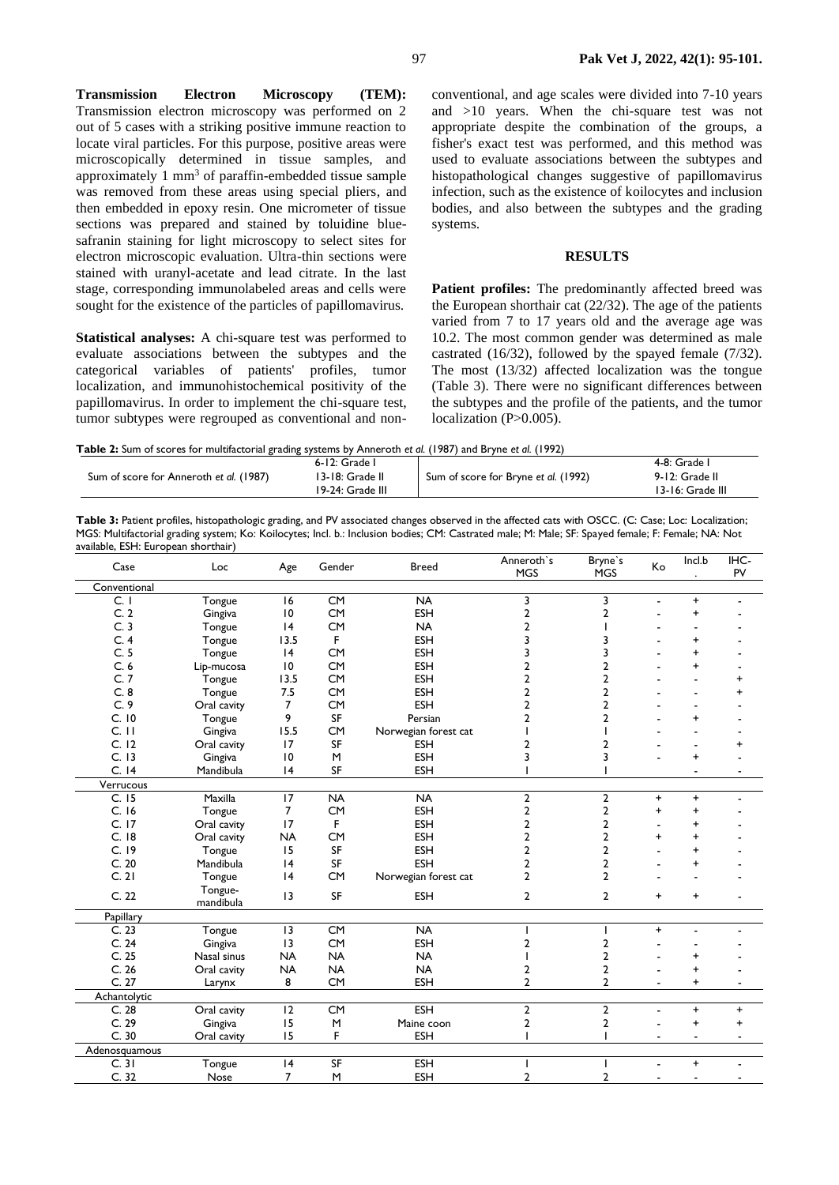**Transmission Electron Microscopy (TEM):** Transmission electron microscopy was performed on 2 out of 5 cases with a striking positive immune reaction to locate viral particles. For this purpose, positive areas were microscopically determined in tissue samples, and approximately 1 $mm^3$ of paraffin-embedded tissue sample was removed from these areas using special pliers, and then embedded in epoxy resin. One micrometer of tissue sections was prepared and stained by toluidine blue-safranin staining for light microscopy to select sites for electron microscopic evaluation. Ultra-thin sections were stained with uranyl-acetate and lead citrate. In the last stage, corresponding immunolabeled areas and cells were sought for the existence of the particles of papillomavirus.

**Statistical analyses:** A chi-square test was performed to evaluate associations between the subtypes and the categorical variables of patients' profiles, tumor localization, and immunohistochemical positivity of the papillomavirus. In order to implement the chi-square test, tumor subtypes were regrouped as conventional and non-conventional, and age scales were divided into 7-10 years and >10 years. When the chi-square test was not appropriate despite the combination of the groups, a fisher's exact test was performed, and this method was used to evaluate associations between the subtypes and histopathological changes suggestive of papillomavirus infection, such as the existence of koilocytes and inclusion bodies, and also between the subtypes and the grading systems.

## RESULTS

**Patient profiles:** The predominantly affected breed was the European shorthair cat (22/32). The age of the patients varied from 7 to 17 years old and the average age was 10.2. The most common gender was determined as male castrated (16/32), followed by the spayed female (7/32). The most (13/32) affected localization was the tongue (Table 3). There were no significant differences between the subtypes and the profile of the patients, and the tumor localization (P>0.005).

**Table 2:** Sum of scores for multifactorial grading systems by Anneroth *et al.* (1987) and Bryne *et al.* (1992)

| | | | |
|---|---|---|---|
| Sum of score for Anneroth *et al.* (1987) | 6-12: Grade I<br>13-18: Grade II<br>19-24: Grade III | Sum of score for Bryne *et al.* (1992) | 4-8: Grade I<br>9-12: Grade II<br>13-16: Grade III |

**Table 3:** Patient profiles, histopathologic grading, and PV associated changes observed in the affected cats with OSCC. (C: Case; Loc: Localization; MGS: Multifactorial grading system; Ko: Koilocytes; Incl. b.: Inclusion bodies; CM: Castrated male; M: Male; SF: Spayed female; F: Female; NA: Not available, ESH: European shorthair)

| Case | Loc | Age | Gender | Breed | Anneroth`s MGS | Bryne`s MGS | Ko | Incl.b. | IHC-PV |
|---|---|---|---|---|---|---|---|---|---|
| Conventional | | | | | | | | | |
| C. 1 | Tongue | 16 | CM | NA | 3 | 3 | - | + | - |
| C. 2 | Gingiva | 10 | CM | ESH | 2 | 2 | - | + | - |
| C. 3 | Tongue | 14 | CM | NA | 2 | 1 | - | - | - |
| C. 4 | Tongue | 13.5 | F | ESH | 3 | 3 | - | + | - |
| C. 5 | Tongue | 14 | CM | ESH | 3 | 3 | - | + | - |
| C. 6 | Lip-mucosa | 10 | CM | ESH | 2 | 2 | - | + | - |
| C. 7 | Tongue | 13.5 | CM | ESH | 2 | 2 | - | - | + |
| C. 8 | Tongue | 7.5 | CM | ESH | 2 | 2 | - | - | + |
| C. 9 | Oral cavity | 7 | CM | ESH | 2 | 2 | - | - | - |
| C. 10 | Tongue | 9 | SF | Persian | 2 | 2 | - | + | - |
| C. 11 | Gingiva | 15.5 | CM | Norwegian forest cat | 1 | 1 | - | - | - |
| C. 12 | Oral cavity | 17 | SF | ESH | 2 | 2 | - | - | + |
| C. 13 | Gingiva | 10 | M | ESH | 3 | 3 | - | + | - |
| C. 14 | Mandibula | 14 | SF | ESH | 1 | 1 | | - | - |
| Verrucous | | | | | | | | | |
| C. 15 | Maxilla | 17 | NA | NA | 2 | 2 | + | + | - |
| C. 16 | Tongue | 7 | CM | ESH | 2 | 2 | + | + | - |
| C. 17 | Oral cavity | 17 | F | ESH | 2 | 2 | - | + | - |
| C. 18 | Oral cavity | NA | CM | ESH | 2 | 2 | + | + | - |
| C. 19 | Tongue | 15 | SF | ESH | 2 | 2 | - | + | - |
| C. 20 | Mandibula | 14 | SF | ESH | 2 | 2 | - | + | - |
| C. 21 | Tongue | 14 | CM | Norwegian forest cat | 2 | 2 | - | - | - |
| C. 22 | Tongue-mandibula | 13 | SF | ESH | 2 | 2 | + | + | - |
| Papillary | | | | | | | | | |
| C. 23 | Tongue | 13 | CM | NA | 1 | 1 | + | - | - |
| C. 24 | Gingiva | 13 | CM | ESH | 2 | 2 | - | - | - |
| C. 25 | Nasal sinus | NA | NA | NA | 1 | 2 | - | + | - |
| C. 26 | Oral cavity | NA | NA | NA | 2 | 2 | - | + | - |
| C. 27 | Larynx | 8 | CM | ESH | 2 | 2 | - | + | - |
| Achantolytic | | | | | | | | | |
| C. 28 | Oral cavity | 12 | CM | ESH | 2 | 2 | - | + | + |
| C. 29 | Gingiva | 15 | M | Maine coon | 2 | 2 | - | + | + |
| C. 30 | Oral cavity | 15 | F | ESH | 1 | 1 | - | - | - |
| Adenosquamous | | | | | | | | | |
| C. 31 | Tongue | 14 | SF | ESH | 1 | 1 | - | + | - |
| C. 32 | Nose | 7 | M | ESH | 2 | 2 | - | - | - |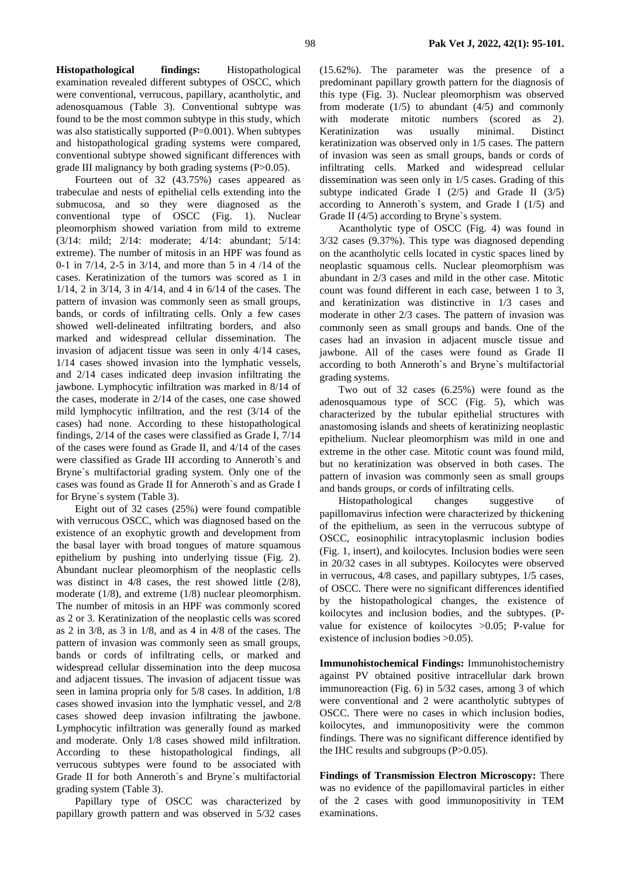**Histopathological findings:** Histopathological examination revealed different subtypes of OSCC, which were conventional, verrucous, papillary, acantholytic, and adenosquamous (Table 3). Conventional subtype was found to be the most common subtype in this study, which was also statistically supported (P=0.001). When subtypes and histopathological grading systems were compared, conventional subtype showed significant differences with grade III malignancy by both grading systems (P>0.05).

Fourteen out of 32 (43.75%) cases appeared as trabeculae and nests of epithelial cells extending into the submucosa, and so they were diagnosed as the conventional type of OSCC (Fig. 1). Nuclear pleomorphism showed variation from mild to extreme (3/14: mild; 2/14: moderate; 4/14: abundant; 5/14: extreme). The number of mitosis in an HPF was found as 0-1 in 7/14, 2-5 in 3/14, and more than 5 in 4 /14 of the cases. Keratinization of the tumors was scored as 1 in 1/14, 2 in 3/14, 3 in 4/14, and 4 in 6/14 of the cases. The pattern of invasion was commonly seen as small groups, bands, or cords of infiltrating cells. Only a few cases showed well-delineated infiltrating borders, and also marked and widespread cellular dissemination. The invasion of adjacent tissue was seen in only 4/14 cases, 1/14 cases showed invasion into the lymphatic vessels, and 2/14 cases indicated deep invasion infiltrating the jawbone. Lymphocytic infiltration was marked in 8/14 of the cases, moderate in 2/14 of the cases, one case showed mild lymphocytic infiltration, and the rest (3/14 of the cases) had none. According to these histopathological findings, 2/14 of the cases were classified as Grade I, 7/14 of the cases were found as Grade II, and 4/14 of the cases were classified as Grade III according to Anneroth`s and Bryne`s multifactorial grading system. Only one of the cases was found as Grade II for Anneroth`s and as Grade I for Bryne´s system (Table 3).

Eight out of 32 cases (25%) were found compatible with verrucous OSCC, which was diagnosed based on the existence of an exophytic growth and development from the basal layer with broad tongues of mature squamous epithelium by pushing into underlying tissue (Fig. 2). Abundant nuclear pleomorphism of the neoplastic cells was distinct in 4/8 cases, the rest showed little (2/8), moderate (1/8), and extreme (1/8) nuclear pleomorphism. The number of mitosis in an HPF was commonly scored as 2 or 3. Keratinization of the neoplastic cells was scored as 2 in 3/8, as 3 in 1/8, and as 4 in 4/8 of the cases. The pattern of invasion was commonly seen as small groups, bands or cords of infiltrating cells, or marked and widespread cellular dissemination into the deep mucosa and adjacent tissues. The invasion of adjacent tissue was seen in lamina propria only for 5/8 cases. In addition, 1/8 cases showed invasion into the lymphatic vessel, and 2/8 cases showed deep invasion infiltrating the jawbone. Lymphocytic infiltration was generally found as marked and moderate. Only 1/8 cases showed mild infiltration. According to these histopathological findings, all verrucous subtypes were found to be associated with Grade II for both Anneroth`s and Bryne`s multifactorial grading system (Table 3).

Papillary type of OSCC was characterized by papillary growth pattern and was observed in 5/32 cases (15.62%). The parameter was the presence of a predominant papillary growth pattern for the diagnosis of this type (Fig. 3). Nuclear pleomorphism was observed from moderate (1/5) to abundant (4/5) and commonly with moderate mitotic numbers (scored as 2). Keratinization was usually minimal. Distinct keratinization was observed only in 1/5 cases. The pattern of invasion was seen as small groups, bands or cords of infiltrating cells. Marked and widespread cellular dissemination was seen only in 1/5 cases. Grading of this subtype indicated Grade I (2/5) and Grade II (3/5) according to Anneroth`s system, and Grade I (1/5) and Grade II (4/5) according to Bryne`s system.

Acantholytic type of OSCC (Fig. 4) was found in 3/32 cases (9.37%). This type was diagnosed depending on the acantholytic cells located in cystic spaces lined by neoplastic squamous cells. Nuclear pleomorphism was abundant in 2/3 cases and mild in the other case. Mitotic count was found different in each case, between 1 to 3, and keratinization was distinctive in 1/3 cases and moderate in other 2/3 cases. The pattern of invasion was commonly seen as small groups and bands. One of the cases had an invasion in adjacent muscle tissue and jawbone. All of the cases were found as Grade II according to both Anneroth`s and Bryne`s multifactorial grading systems.

Two out of 32 cases (6.25%) were found as the adenosquamous type of SCC (Fig. 5), which was characterized by the tubular epithelial structures with anastomosing islands and sheets of keratinizing neoplastic epithelium. Nuclear pleomorphism was mild in one and extreme in the other case. Mitotic count was found mild, but no keratinization was observed in both cases. The pattern of invasion was commonly seen as small groups and bands groups, or cords of infiltrating cells.

Histopathological changes suggestive of papillomavirus infection were characterized by thickening of the epithelium, as seen in the verrucous subtype of OSCC, eosinophilic intracytoplasmic inclusion bodies (Fig. 1, insert), and koilocytes. Inclusion bodies were seen in 20/32 cases in all subtypes. Koilocytes were observed in verrucous, 4/8 cases, and papillary subtypes, 1/5 cases, of OSCC. There were no significant differences identified by the histopathological changes, the existence of koilocytes and inclusion bodies, and the subtypes. (P-value for existence of koilocytes >0.05; P-value for existence of inclusion bodies >0.05).

**Immunohistochemical Findings:** Immunohistochemistry against PV obtained positive intracellular dark brown immunoreaction (Fig. 6) in 5/32 cases, among 3 of which were conventional and 2 were acantholytic subtypes of OSCC. There were no cases in which inclusion bodies, koilocytes, and immunopositivity were the common findings. There was no significant difference identified by the IHC results and subgroups (P>0.05).

**Findings of Transmission Electron Microscopy:** There was no evidence of the papillomaviral particles in either of the 2 cases with good immunopositivity in TEM examinations.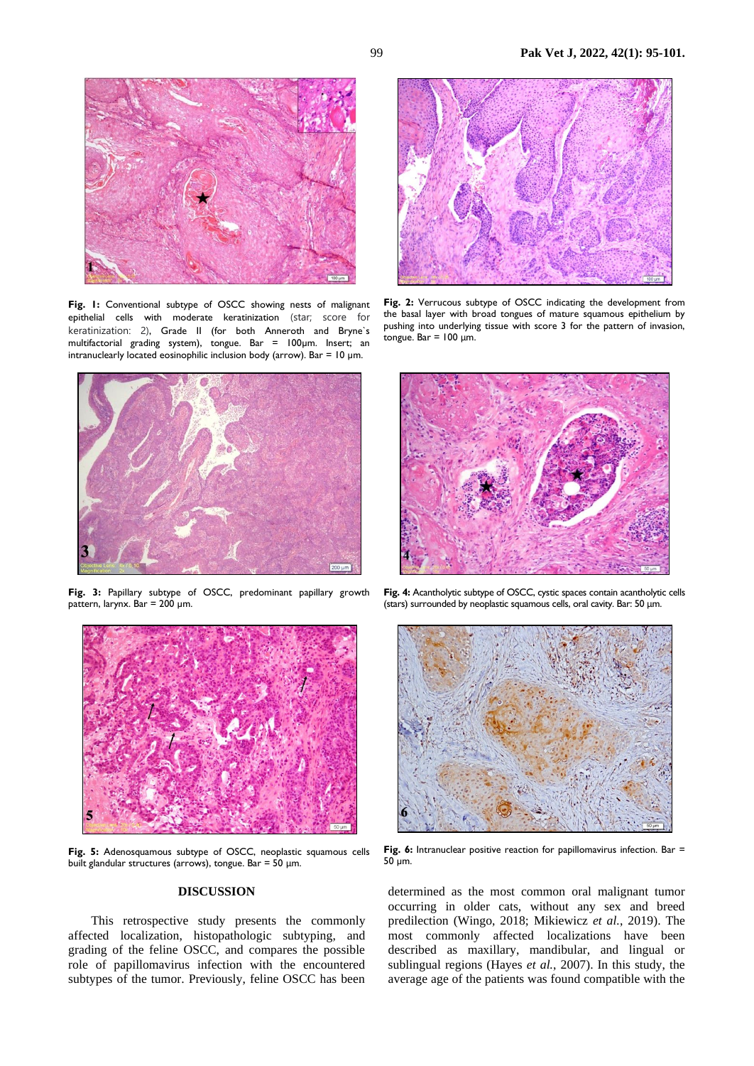**Fig. 1:** Conventional subtype of OSCC showing nests of malignant epithelial cells with moderate keratinization (star; score for keratinization: 2), Grade II (for both Anneroth and Bryne`s multifactorial grading system), tongue. Bar = 100µm. Insert; an intranuclearly located eosinophilic inclusion body (arrow). Bar = 10 µm.

**Fig. 2:** Verrucous subtype of OSCC indicating the development from the basal layer with broad tongues of mature squamous epithelium by pushing into underlying tissue with score 3 for the pattern of invasion, tongue. Bar = 100 µm.

**Fig. 3:** Papillary subtype of OSCC, predominant papillary growth pattern, larynx. Bar = 200 µm.

**Fig. 4:** Acantholytic subtype of OSCC, cystic spaces contain acantholytic cells (stars) surrounded by neoplastic squamous cells, oral cavity. Bar: 50 µm.

**Fig. 5:** Adenosquamous subtype of OSCC, neoplastic squamous cells built glandular structures (arrows), tongue. Bar = 50 µm.

**Fig. 6:** Intranuclear positive reaction for papillomavirus infection. Bar = 50 µm.

## DISCUSSION

This retrospective study presents the commonly affected localization, histopathologic subtyping, and grading of the feline OSCC, and compares the possible role of papillomavirus infection with the encountered subtypes of the tumor. Previously, feline OSCC has been determined as the most common oral malignant tumor occurring in older cats, without any sex and breed predilection (Wingo, 2018; Mikiewicz *et al.*, 2019). The most commonly affected localizations have been described as maxillary, mandibular, and lingual or sublingual regions (Hayes *et al.*, 2007). In this study, the average age of the patients was found compatible with the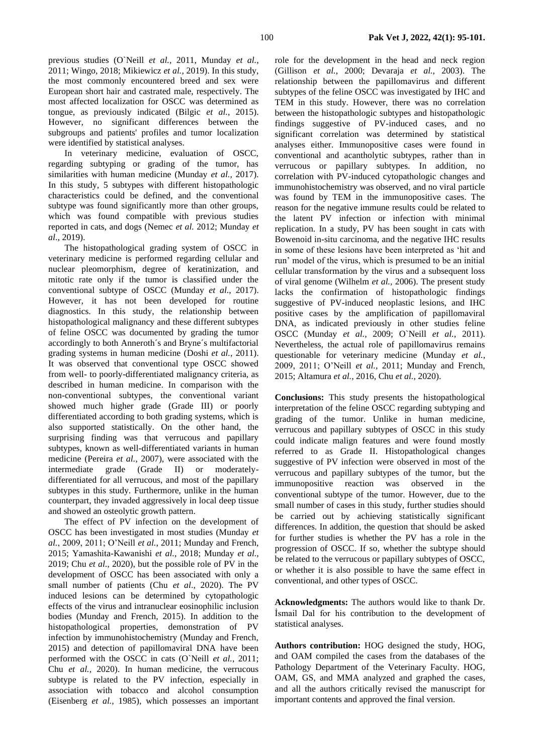previous studies (O`Neill *et al.*, 2011, Munday *et al.*, 2011; Wingo, 2018; Mikiewicz *et al.*, 2019). In this study, the most commonly encountered breed and sex were European short hair and castrated male, respectively. The most affected localization for OSCC was determined as tongue, as previously indicated (Bilgic *et al.*, 2015). However, no significant differences between the subgroups and patients' profiles and tumor localization were identified by statistical analyses.

In veterinary medicine, evaluation of OSCC, regarding subtyping or grading of the tumor, has similarities with human medicine (Munday *et al.*, 2017). In this study, 5 subtypes with different histopathologic characteristics could be defined, and the conventional subtype was found significantly more than other groups, which was found compatible with previous studies reported in cats, and dogs (Nemec *et al.* 2012; Munday *et al*., 2019).

The histopathological grading system of OSCC in veterinary medicine is performed regarding cellular and nuclear pleomorphism, degree of keratinization, and mitotic rate only if the tumor is classified under the conventional subtype of OSCC (Munday *et al*., 2017). However, it has not been developed for routine diagnostics. In this study, the relationship between histopathological malignancy and these different subtypes of feline OSCC was documented by grading the tumor accordingly to both Anneroth´s and Bryne´s multifactorial grading systems in human medicine (Doshi *et al.*, 2011). It was observed that conventional type OSCC showed from well- to poorly-differentiated malignancy criteria, as described in human medicine. In comparison with the non-conventional subtypes, the conventional variant showed much higher grade (Grade III) or poorly differentiated according to both grading systems, which is also supported statistically. On the other hand, the surprising finding was that verrucous and papillary subtypes, known as well-differentiated variants in human medicine (Pereira *et al.*, 2007), were associated with the intermediate grade (Grade II) or moderately-differentiated for all verrucous, and most of the papillary subtypes in this study. Furthermore, unlike in the human counterpart, they invaded aggressively in local deep tissue and showed an osteolytic growth pattern.

The effect of PV infection on the development of OSCC has been investigated in most studies (Munday *et al.*, 2009, 2011; O'Neill *et al.*, 2011; Munday and French, 2015; Yamashita-Kawanishi *et al.*, 2018; Munday *et al.*, 2019; Chu *et al*., 2020), but the possible role of PV in the development of OSCC has been associated with only a small number of patients (Chu *et al*., 2020). The PV induced lesions can be determined by cytopathologic effects of the virus and intranuclear eosinophilic inclusion bodies (Munday and French, 2015). In addition to the histopathological properties, demonstration of PV infection by immunohistochemistry (Munday and French, 2015) and detection of papillomaviral DNA have been performed with the OSCC in cats (O`Neill *et al.*, 2011; Chu *et al.*, 2020). In human medicine, the verrucous subtype is related to the PV infection, especially in association with tobacco and alcohol consumption (Eisenberg *et al.*, 1985), which possesses an important role for the development in the head and neck region (Gillison *et al.*, 2000; Devaraja *et al.*, 2003). The relationship between the papillomavirus and different subtypes of the feline OSCC was investigated by IHC and TEM in this study. However, there was no correlation between the histopathologic subtypes and histopathologic findings suggestive of PV-induced cases, and no significant correlation was determined by statistical analyses either. Immunopositive cases were found in conventional and acantholytic subtypes, rather than in verrucous or papillary subtypes. In addition, no correlation with PV-induced cytopathologic changes and immunohistochemistry was observed, and no viral particle was found by TEM in the immunopositive cases. The reason for the negative immune results could be related to the latent PV infection or infection with minimal replication. In a study, PV has been sought in cats with Bowenoid in-situ carcinoma, and the negative IHC results in some of these lesions have been interpreted as 'hit and run' model of the virus, which is presumed to be an initial cellular transformation by the virus and a subsequent loss of viral genome (Wilhelm *et al.*, 2006). The present study lacks the confirmation of histopathologic findings suggestive of PV-induced neoplastic lesions, and IHC positive cases by the amplification of papillomaviral DNA, as indicated previously in other studies feline OSCC (Munday *et al.*, 2009; O`Neill *et al.*, 2011). Nevertheless, the actual role of papillomavirus remains questionable for veterinary medicine (Munday *et al.*, 2009, 2011; O'Neill *et al.*, 2011; Munday and French, 2015; Altamura *et al.*, 2016, Chu *et al.*, 2020).

**Conclusions:** This study presents the histopathological interpretation of the feline OSCC regarding subtyping and grading of the tumor. Unlike in human medicine, verrucous and papillary subtypes of OSCC in this study could indicate malign features and were found mostly referred to as Grade II. Histopathological changes suggestive of PV infection were observed in most of the verrucous and papillary subtypes of the tumor, but the immunopositive reaction was observed in the conventional subtype of the tumor. However, due to the small number of cases in this study, further studies should be carried out by achieving statistically significant differences. In addition, the question that should be asked for further studies is whether the PV has a role in the progression of OSCC. If so, whether the subtype should be related to the verrucous or papillary subtypes of OSCC, or whether it is also possible to have the same effect in conventional, and other types of OSCC.

**Acknowledgments:** The authors would like to thank Dr. İsmail Dal for his contribution to the development of statistical analyses.

**Authors contribution:** HOG designed the study, HOG, and OAM compiled the cases from the databases of the Pathology Department of the Veterinary Faculty. HOG, OAM, GS, and MMA analyzed and graphed the cases, and all the authors critically revised the manuscript for important contents and approved the final version.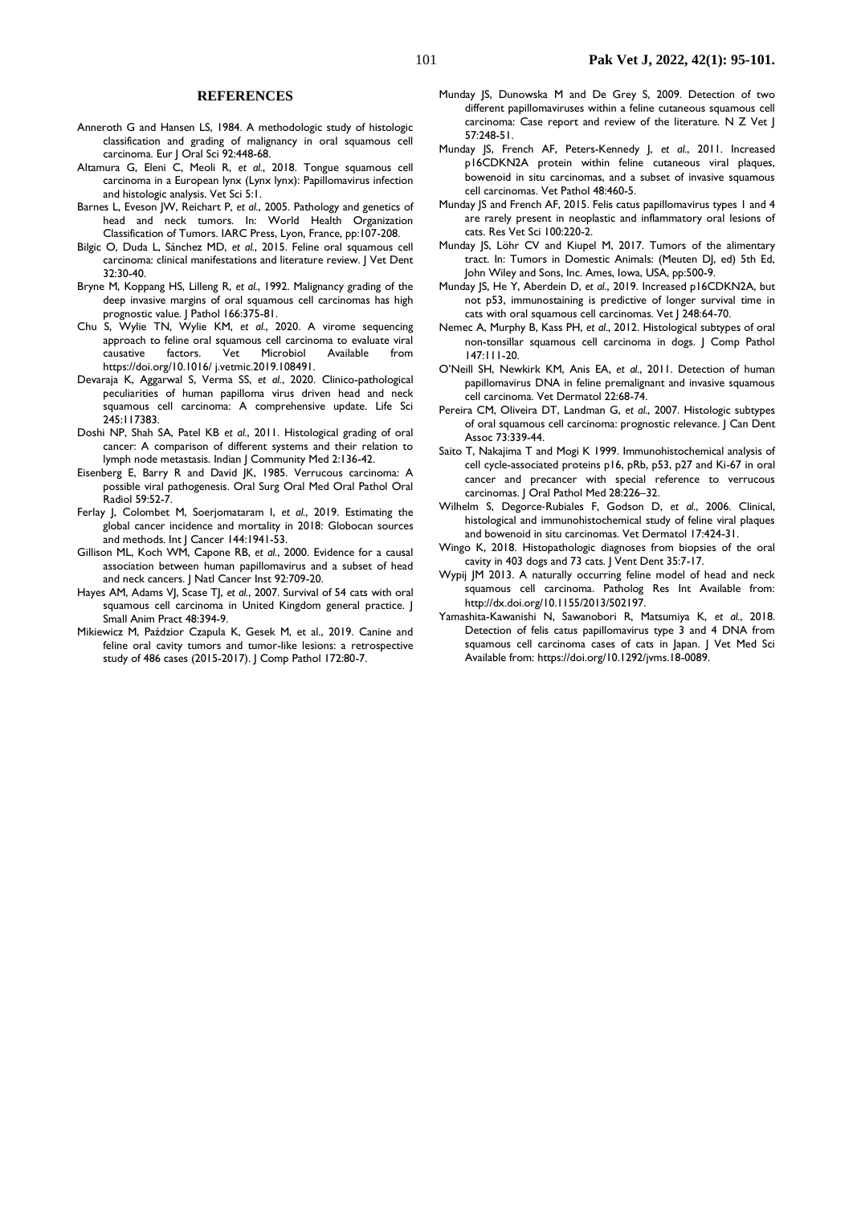## REFERENCES

Anneroth G and Hansen LS, 1984. A methodologic study of histologic classification and grading of malignancy in oral squamous cell carcinoma. Eur J Oral Sci 92:448-68.

Altamura G, Eleni C, Meoli R, *et al.*, 2018. Tongue squamous cell carcinoma in a European lynx (Lynx lynx): Papillomavirus infection and histologic analysis. Vet Sci 5:1.

Barnes L, Eveson JW, Reichart P, *et al.*, 2005. Pathology and genetics of head and neck tumors. In: World Health Organization Classification of Tumors. IARC Press, Lyon, France, pp:107-208.

Bilgic O, Duda L, Sánchez MD, *et al.*, 2015. Feline oral squamous cell carcinoma: clinical manifestations and literature review. J Vet Dent 32:30-40.

Bryne M, Koppang HS, Lilleng R, *et al.*, 1992. Malignancy grading of the deep invasive margins of oral squamous cell carcinomas has high prognostic value. J Pathol 166:375-81.

Chu S, Wylie TN, Wylie KM, *et al.*, 2020. A virome sequencing approach to feline oral squamous cell carcinoma to evaluate viral causative factors. Vet Microbiol Available from https://doi.org/10.1016/ j.vetmic.2019.108491.

Devaraja K, Aggarwal S, Verma SS, *et al.*, 2020. Clinico-pathological peculiarities of human papilloma virus driven head and neck squamous cell carcinoma: A comprehensive update. Life Sci 245:117383.

Doshi NP, Shah SA, Patel KB *et al.*, 2011. Histological grading of oral cancer: A comparison of different systems and their relation to lymph node metastasis. Indian J Community Med 2:136-42.

Eisenberg E, Barry R and David JK, 1985. Verrucous carcinoma: A possible viral pathogenesis. Oral Surg Oral Med Oral Pathol Oral Radiol 59:52-7.

Ferlay J, Colombet M, Soerjomataram I, *et al.*, 2019. Estimating the global cancer incidence and mortality in 2018: Globocan sources and methods. Int J Cancer 144:1941-53.

Gillison ML, Koch WM, Capone RB, *et al.*, 2000. Evidence for a causal association between human papillomavirus and a subset of head and neck cancers. J Natl Cancer Inst 92:709-20.

Hayes AM, Adams VJ, Scase TJ, *et al.*, 2007. Survival of 54 cats with oral squamous cell carcinoma in United Kingdom general practice. J Small Anim Pract 48:394-9.

Mikiewicz M, Paździor Czapula K, Gesek M, et al., 2019. Canine and feline oral cavity tumors and tumor-like lesions: a retrospective study of 486 cases (2015-2017). J Comp Pathol 172:80-7.

Munday JS, Dunowska M and De Grey S, 2009. Detection of two different papillomaviruses within a feline cutaneous squamous cell carcinoma: Case report and review of the literature. N Z Vet J 57:248-51.

Munday JS, French AF, Peters-Kennedy J, *et al.*, 2011. Increased p16CDKN2A protein within feline cutaneous viral plaques, bowenoid in situ carcinomas, and a subset of invasive squamous cell carcinomas. Vet Pathol 48:460-5.

Munday JS and French AF, 2015. Felis catus papillomavirus types 1 and 4 are rarely present in neoplastic and inflammatory oral lesions of cats. Res Vet Sci 100:220-2.

Munday JS, Löhr CV and Kiupel M, 2017. Tumors of the alimentary tract. In: Tumors in Domestic Animals: (Meuten DJ, ed) 5th Ed, John Wiley and Sons, Inc. Ames, Iowa, USA, pp:500-9.

Munday JS, He Y, Aberdein D, *et al.*, 2019. Increased p16CDKN2A, but not p53, immunostaining is predictive of longer survival time in cats with oral squamous cell carcinomas. Vet J 248:64-70.

Nemec A, Murphy B, Kass PH, *et al.*, 2012. Histological subtypes of oral non-tonsillar squamous cell carcinoma in dogs. J Comp Pathol 147:111-20.

O'Neill SH, Newkirk KM, Anis EA, *et al.*, 2011. Detection of human papillomavirus DNA in feline premalignant and invasive squamous cell carcinoma. Vet Dermatol 22:68-74.

Pereira CM, Oliveira DT, Landman G, *et al.*, 2007. Histologic subtypes of oral squamous cell carcinoma: prognostic relevance. J Can Dent Assoc 73:339-44.

Saito T, Nakajima T and Mogi K 1999. Immunohistochemical analysis of cell cycle-associated proteins p16, pRb, p53, p27 and Ki-67 in oral cancer and precancer with special reference to verrucous carcinomas. J Oral Pathol Med 28:226–32.

Wilhelm S, Degorce-Rubiales F, Godson D, *et al.*, 2006. Clinical, histological and immunohistochemical study of feline viral plaques and bowenoid in situ carcinomas. Vet Dermatol 17:424-31.

Wingo K, 2018. Histopathologic diagnoses from biopsies of the oral cavity in 403 dogs and 73 cats. J Vent Dent 35:7-17.

Wypij JM 2013. A naturally occurring feline model of head and neck squamous cell carcinoma. Patholog Res Int Available from: http://dx.doi.org/10.1155/2013/502197.

Yamashita-Kawanishi N, Sawanobori R, Matsumiya K, *et al.*, 2018. Detection of felis catus papillomavirus type 3 and 4 DNA from squamous cell carcinoma cases of cats in Japan. J Vet Med Sci Available from: https://doi.org/10.1292/jvms.18-0089.